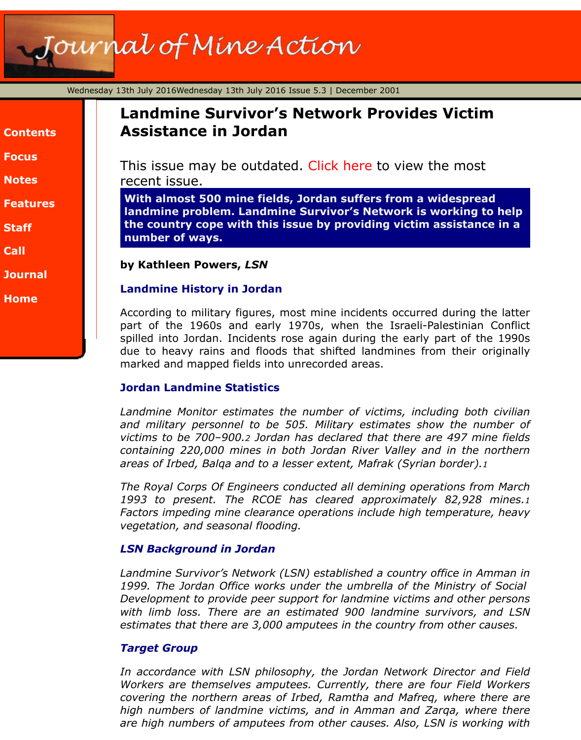# Landmine Survivor's Network Provides Victim Assistance in Jordan

This issue may be outdated. Click here to view the most recent issue.

**With almost 500 mine fields, Jordan suffers from a widespread landmine problem. Landmine Survivor's Network is working to help the country cope with this issue by providing victim assistance in a number of ways.**

**by Kathleen Powers, *LSN***

### Landmine History in Jordan

According to military figures, most mine incidents occurred during the latter part of the 1960s and early 1970s, when the Israeli-Palestinian Conflict spilled into Jordan. Incidents rose again during the early part of the 1990s due to heavy rains and floods that shifted landmines from their originally marked and mapped fields into unrecorded areas.

### Jordan Landmine Statistics

*Landmine Monitor estimates the number of victims, including both civilian and military personnel to be 505. Military estimates show the number of victims to be 700–900.[2] Jordan has declared that there are 497 mine fields containing 220,000 mines in both Jordan River Valley and in the northern areas of Irbed, Balqa and to a lesser extent, Mafrak (Syrian border).[1]*

*The Royal Corps Of Engineers conducted all demining operations from March 1993 to present. The RCOE has cleared approximately 82,928 mines.[1] Factors impeding mine clearance operations include high temperature, heavy vegetation, and seasonal flooding.*

### *LSN Background in Jordan*

*Landmine Survivor's Network (LSN) established a country office in Amman in 1999. The Jordan Office works under the umbrella of the Ministry of Social Development to provide peer support for landmine victims and other persons with limb loss. There are an estimated 900 landmine survivors, and LSN estimates that there are 3,000 amputees in the country from other causes.*

### *Target Group*

*In accordance with LSN philosophy, the Jordan Network Director and Field Workers are themselves amputees. Currently, there are four Field Workers covering the northern areas of Irbed, Ramtha and Mafreq, where there are high numbers of landmine victims, and in Amman and Zarqa, where there are high numbers of amputees from other causes. Also, LSN is working with*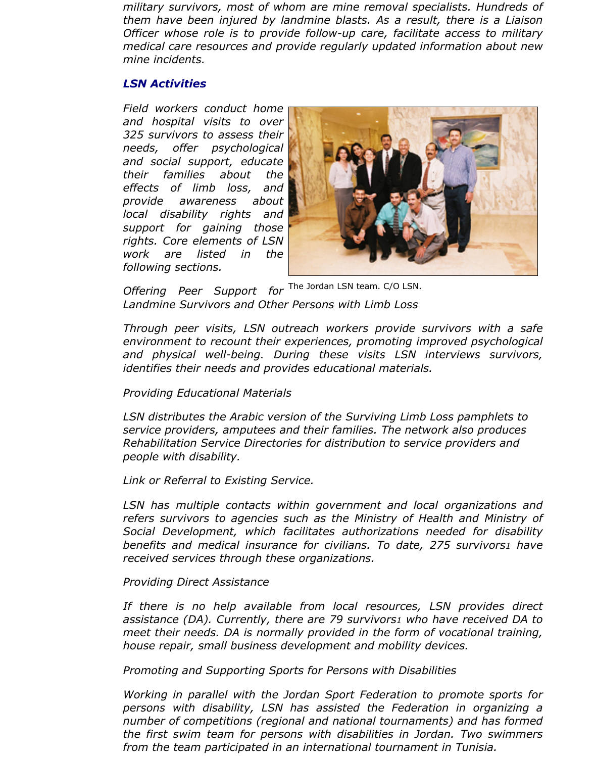*military survivors, most of whom are mine removal specialists. Hundreds of them have been injured by landmine blasts. As a result, there is a Liaison Officer whose role is to provide follow-up care, facilitate access to military medical care resources and provide regularly updated information about new mine incidents.*

### *LSN Activities*

*Field workers conduct home and hospital visits to over 325 survivors to assess their needs, offer psychological and social support, educate their families about the effects of limb loss, and provide awareness about local disability rights and support for gaining those rights. Core elements of LSN work are listed in the following sections.*

The Jordan LSN team. C/O LSN.

*Offering Peer Support for Landmine Survivors and Other Persons with Limb Loss*

*Through peer visits, LSN outreach workers provide survivors with a safe environment to recount their experiences, promoting improved psychological and physical well-being. During these visits LSN interviews survivors, identifies their needs and provides educational materials.*

*Providing Educational Materials*

*LSN distributes the Arabic version of the Surviving Limb Loss pamphlets to service providers, amputees and their families. The network also produces Rehabilitation Service Directories for distribution to service providers and people with disability.*

*Link or Referral to Existing Service.*

*LSN has multiple contacts within government and local organizations and refers survivors to agencies such as the Ministry of Health and Ministry of Social Development, which facilitates authorizations needed for disability benefits and medical insurance for civilians. To date, 275 survivors[1] have received services through these organizations.*

*Providing Direct Assistance*

*If there is no help available from local resources, LSN provides direct assistance (DA). Currently, there are 79 survivors[1] who have received DA to meet their needs. DA is normally provided in the form of vocational training, house repair, small business development and mobility devices.*

*Promoting and Supporting Sports for Persons with Disabilities*

*Working in parallel with the Jordan Sport Federation to promote sports for persons with disability, LSN has assisted the Federation in organizing a number of competitions (regional and national tournaments) and has formed the first swim team for persons with disabilities in Jordan. Two swimmers from the team participated in an international tournament in Tunisia.*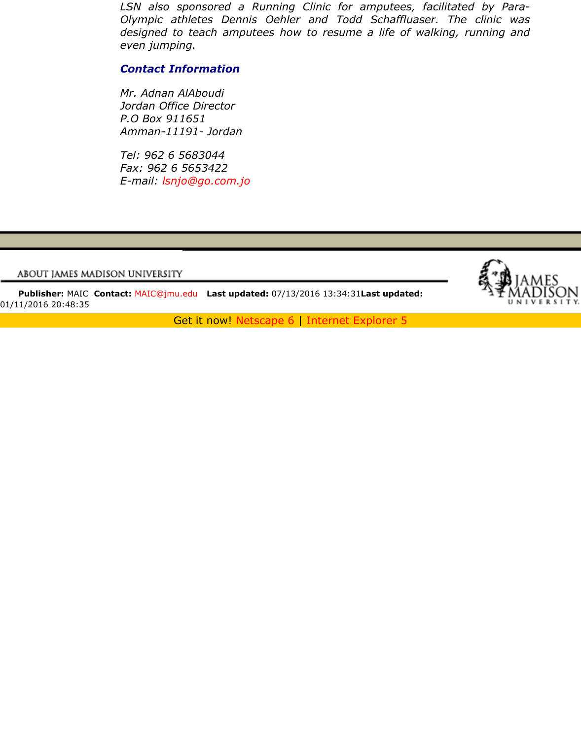*LSN also sponsored a Running Clinic for amputees, facilitated by Para-Olympic athletes Dennis Oehler and Todd Schaffluaser. The clinic was designed to teach amputees how to resume a life of walking, running and even jumping.*

### ***Contact Information***

*Mr. Adnan AlAboudi*
*Jordan Office Director*
*P.O Box 911651*
*Amman-11191- Jordan*

*Tel: 962 6 5683044*
*Fax: 962 6 5653422*
*E-mail: lsnjo@go.com.jo*

ABOUT JAMES MADISON UNIVERSITY

**Publisher:** MAIC **Contact:** MAIC@jmu.edu **Last updated:** 07/13/2016 13:34:31**Last updated:** 01/11/2016 20:48:35

Get it now! Netscape 6 | Internet Explorer 5